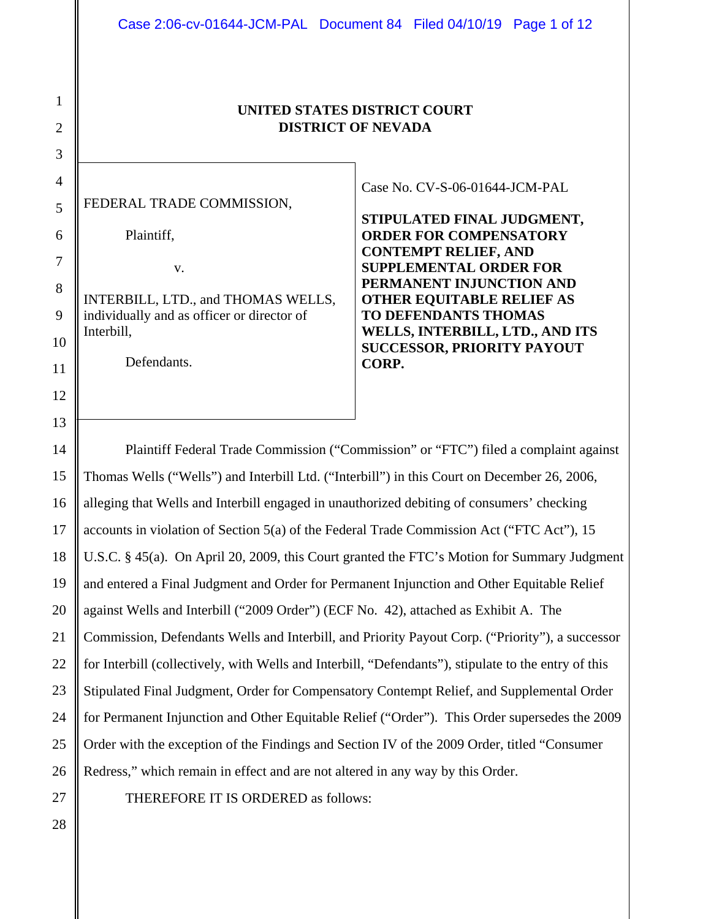**UNITED STATES DISTRICT COURT**
**DISTRICT OF NEVADA**

FEDERAL TRADE COMMISSION,

Plaintiff,

v.

INTERBILL, LTD., and THOMAS WELLS, individually and as officer or director of Interbill,

Defendants.

Case No. CV-S-06-01644-JCM-PAL

**STIPULATED FINAL JUDGMENT, ORDER FOR COMPENSATORY CONTEMPT RELIEF, AND SUPPLEMENTAL ORDER FOR PERMANENT INJUNCTION AND OTHER EQUITABLE RELIEF AS TO DEFENDANTS THOMAS WELLS, INTERBILL, LTD., AND ITS SUCCESSOR, PRIORITY PAYOUT CORP.**

Plaintiff Federal Trade Commission ("Commission" or "FTC") filed a complaint against Thomas Wells ("Wells") and Interbill Ltd. ("Interbill") in this Court on December 26, 2006, alleging that Wells and Interbill engaged in unauthorized debiting of consumers' checking accounts in violation of Section 5(a) of the Federal Trade Commission Act ("FTC Act"), 15 U.S.C. § 45(a). On April 20, 2009, this Court granted the FTC's Motion for Summary Judgment and entered a Final Judgment and Order for Permanent Injunction and Other Equitable Relief against Wells and Interbill ("2009 Order") (ECF No. 42), attached as Exhibit A. The Commission, Defendants Wells and Interbill, and Priority Payout Corp. ("Priority"), a successor for Interbill (collectively, with Wells and Interbill, "Defendants"), stipulate to the entry of this Stipulated Final Judgment, Order for Compensatory Contempt Relief, and Supplemental Order for Permanent Injunction and Other Equitable Relief ("Order"). This Order supersedes the 2009 Order with the exception of the Findings and Section IV of the 2009 Order, titled "Consumer Redress," which remain in effect and are not altered in any way by this Order.

THEREFORE IT IS ORDERED as follows: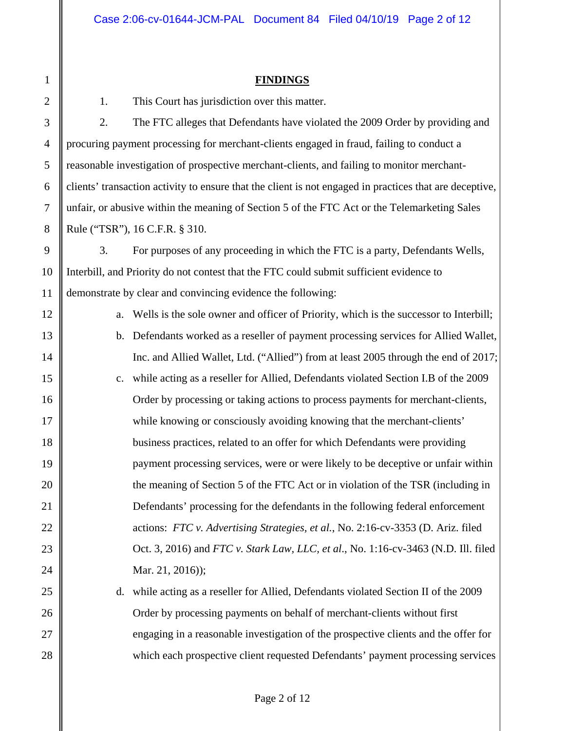## FINDINGS

1. This Court has jurisdiction over this matter.

2. The FTC alleges that Defendants have violated the 2009 Order by providing and procuring payment processing for merchant-clients engaged in fraud, failing to conduct a reasonable investigation of prospective merchant-clients, and failing to monitor merchant-clients' transaction activity to ensure that the client is not engaged in practices that are deceptive, unfair, or abusive within the meaning of Section 5 of the FTC Act or the Telemarketing Sales Rule ("TSR"), 16 C.F.R. § 310.

3. For purposes of any proceeding in which the FTC is a party, Defendants Wells, Interbill, and Priority do not contest that the FTC could submit sufficient evidence to demonstrate by clear and convincing evidence the following:

   a. Wells is the sole owner and officer of Priority, which is the successor to Interbill;

   b. Defendants worked as a reseller of payment processing services for Allied Wallet, Inc. and Allied Wallet, Ltd. ("Allied") from at least 2005 through the end of 2017;

   c. while acting as a reseller for Allied, Defendants violated Section I.B of the 2009 Order by processing or taking actions to process payments for merchant-clients, while knowing or consciously avoiding knowing that the merchant-clients' business practices, related to an offer for which Defendants were providing payment processing services, were or were likely to be deceptive or unfair within the meaning of Section 5 of the FTC Act or in violation of the TSR (including in Defendants' processing for the defendants in the following federal enforcement actions: *FTC v. Advertising Strategies, et al.*, No. 2:16-cv-3353 (D. Ariz. filed Oct. 3, 2016) and *FTC v. Stark Law, LLC, et al.*, No. 1:16-cv-3463 (N.D. Ill. filed Mar. 21, 2016));

   d. while acting as a reseller for Allied, Defendants violated Section II of the 2009 Order by processing payments on behalf of merchant-clients without first engaging in a reasonable investigation of the prospective clients and the offer for which each prospective client requested Defendants' payment processing services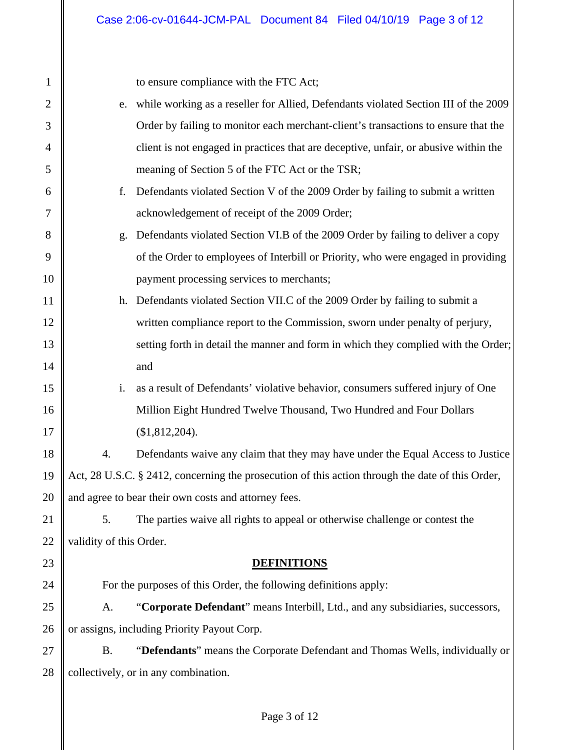to ensure compliance with the FTC Act;

e. while working as a reseller for Allied, Defendants violated Section III of the 2009 Order by failing to monitor each merchant-client's transactions to ensure that the client is not engaged in practices that are deceptive, unfair, or abusive within the meaning of Section 5 of the FTC Act or the TSR;

f. Defendants violated Section V of the 2009 Order by failing to submit a written acknowledgement of receipt of the 2009 Order;

g. Defendants violated Section VI.B of the 2009 Order by failing to deliver a copy of the Order to employees of Interbill or Priority, who were engaged in providing payment processing services to merchants;

h. Defendants violated Section VII.C of the 2009 Order by failing to submit a written compliance report to the Commission, sworn under penalty of perjury, setting forth in detail the manner and form in which they complied with the Order; and

i. as a result of Defendants' violative behavior, consumers suffered injury of One Million Eight Hundred Twelve Thousand, Two Hundred and Four Dollars ($1,812,204).

4. Defendants waive any claim that they may have under the Equal Access to Justice Act, 28 U.S.C. § 2412, concerning the prosecution of this action through the date of this Order, and agree to bear their own costs and attorney fees.

5. The parties waive all rights to appeal or otherwise challenge or contest the validity of this Order.

## DEFINITIONS

For the purposes of this Order, the following definitions apply:

A. "**Corporate Defendant**" means Interbill, Ltd., and any subsidiaries, successors, or assigns, including Priority Payout Corp.

B. "**Defendants**" means the Corporate Defendant and Thomas Wells, individually or collectively, or in any combination.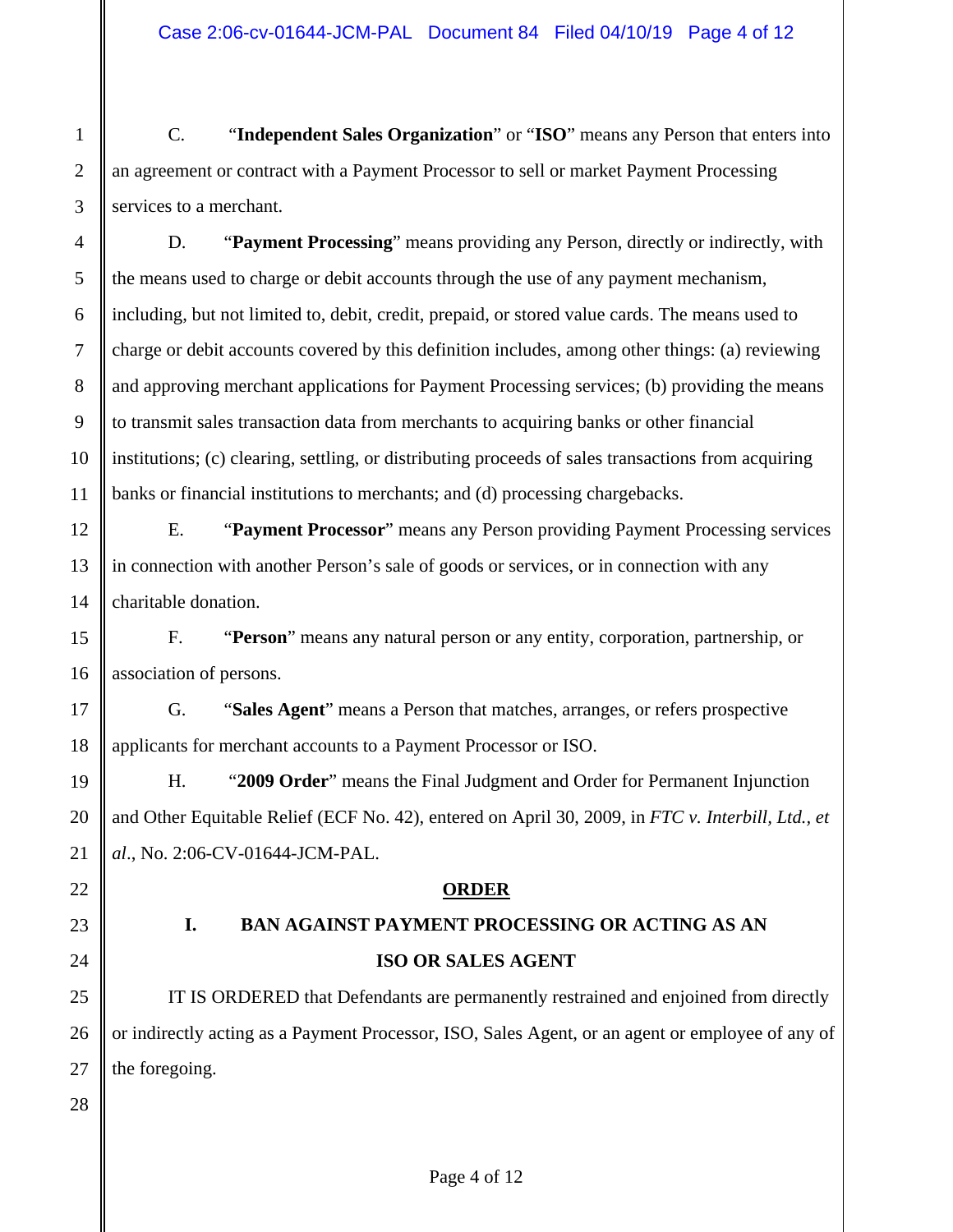C. "**Independent Sales Organization**" or "**ISO**" means any Person that enters into an agreement or contract with a Payment Processor to sell or market Payment Processing services to a merchant.

D. "**Payment Processing**" means providing any Person, directly or indirectly, with the means used to charge or debit accounts through the use of any payment mechanism, including, but not limited to, debit, credit, prepaid, or stored value cards. The means used to charge or debit accounts covered by this definition includes, among other things: (a) reviewing and approving merchant applications for Payment Processing services; (b) providing the means to transmit sales transaction data from merchants to acquiring banks or other financial institutions; (c) clearing, settling, or distributing proceeds of sales transactions from acquiring banks or financial institutions to merchants; and (d) processing chargebacks.

E. "**Payment Processor**" means any Person providing Payment Processing services in connection with another Person's sale of goods or services, or in connection with any charitable donation.

F. "**Person**" means any natural person or any entity, corporation, partnership, or association of persons.

G. "**Sales Agent**" means a Person that matches, arranges, or refers prospective applicants for merchant accounts to a Payment Processor or ISO.

H. "**2009 Order**" means the Final Judgment and Order for Permanent Injunction and Other Equitable Relief (ECF No. 42), entered on April 30, 2009, in *FTC v. Interbill, Ltd., et al*., No. 2:06-CV-01644-JCM-PAL.

## ORDER

### I. BAN AGAINST PAYMENT PROCESSING OR ACTING AS AN ISO OR SALES AGENT

IT IS ORDERED that Defendants are permanently restrained and enjoined from directly or indirectly acting as a Payment Processor, ISO, Sales Agent, or an agent or employee of any of the foregoing.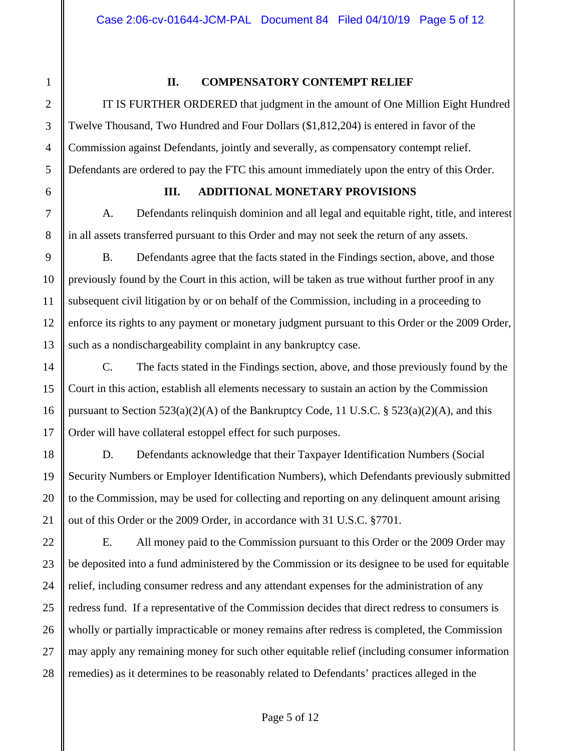## II. COMPENSATORY CONTEMPT RELIEF

IT IS FURTHER ORDERED that judgment in the amount of One Million Eight Hundred Twelve Thousand, Two Hundred and Four Dollars ($1,812,204) is entered in favor of the Commission against Defendants, jointly and severally, as compensatory contempt relief. Defendants are ordered to pay the FTC this amount immediately upon the entry of this Order.

## III. ADDITIONAL MONETARY PROVISIONS

A. Defendants relinquish dominion and all legal and equitable right, title, and interest in all assets transferred pursuant to this Order and may not seek the return of any assets.

B. Defendants agree that the facts stated in the Findings section, above, and those previously found by the Court in this action, will be taken as true without further proof in any subsequent civil litigation by or on behalf of the Commission, including in a proceeding to enforce its rights to any payment or monetary judgment pursuant to this Order or the 2009 Order, such as a nondischargeability complaint in any bankruptcy case.

C. The facts stated in the Findings section, above, and those previously found by the Court in this action, establish all elements necessary to sustain an action by the Commission pursuant to Section 523(a)(2)(A) of the Bankruptcy Code, 11 U.S.C. § 523(a)(2)(A), and this Order will have collateral estoppel effect for such purposes.

D. Defendants acknowledge that their Taxpayer Identification Numbers (Social Security Numbers or Employer Identification Numbers), which Defendants previously submitted to the Commission, may be used for collecting and reporting on any delinquent amount arising out of this Order or the 2009 Order, in accordance with 31 U.S.C. §7701.

E. All money paid to the Commission pursuant to this Order or the 2009 Order may be deposited into a fund administered by the Commission or its designee to be used for equitable relief, including consumer redress and any attendant expenses for the administration of any redress fund. If a representative of the Commission decides that direct redress to consumers is wholly or partially impracticable or money remains after redress is completed, the Commission may apply any remaining money for such other equitable relief (including consumer information remedies) as it determines to be reasonably related to Defendants' practices alleged in the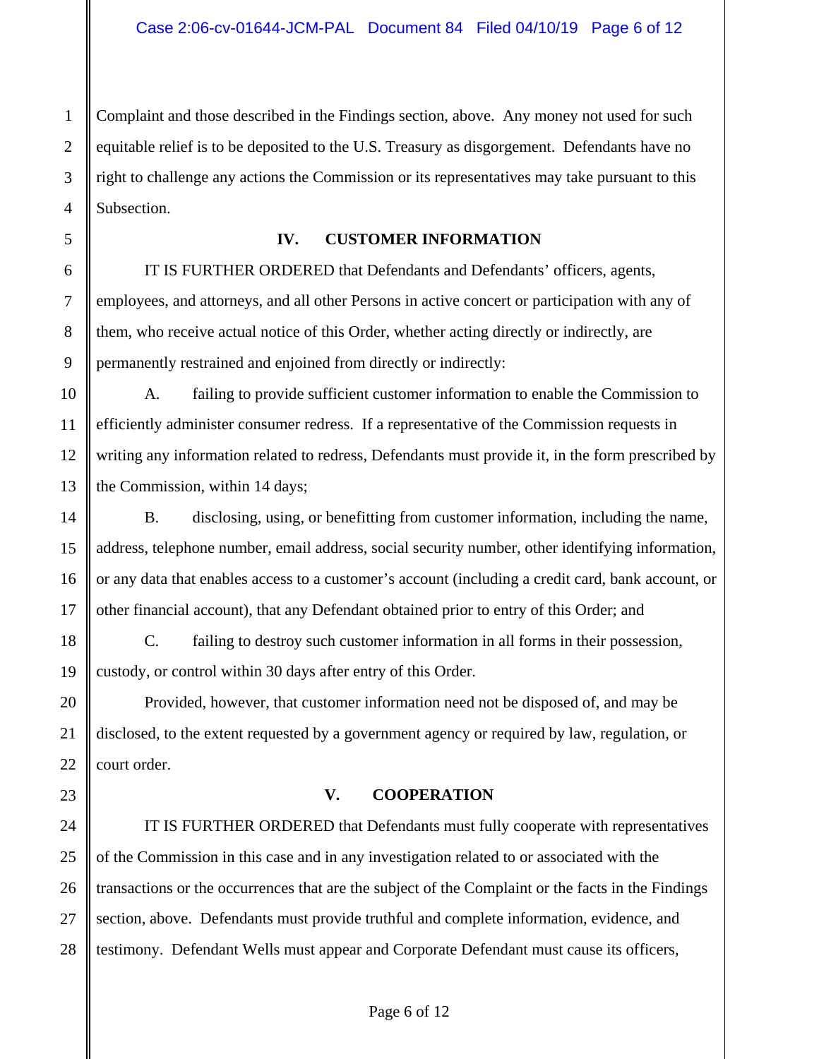Complaint and those described in the Findings section, above. Any money not used for such equitable relief is to be deposited to the U.S. Treasury as disgorgement. Defendants have no right to challenge any actions the Commission or its representatives may take pursuant to this Subsection.

## IV. CUSTOMER INFORMATION

IT IS FURTHER ORDERED that Defendants and Defendants' officers, agents, employees, and attorneys, and all other Persons in active concert or participation with any of them, who receive actual notice of this Order, whether acting directly or indirectly, are permanently restrained and enjoined from directly or indirectly:

A. failing to provide sufficient customer information to enable the Commission to efficiently administer consumer redress. If a representative of the Commission requests in writing any information related to redress, Defendants must provide it, in the form prescribed by the Commission, within 14 days;

B. disclosing, using, or benefitting from customer information, including the name, address, telephone number, email address, social security number, other identifying information, or any data that enables access to a customer's account (including a credit card, bank account, or other financial account), that any Defendant obtained prior to entry of this Order; and

C. failing to destroy such customer information in all forms in their possession, custody, or control within 30 days after entry of this Order.

Provided, however, that customer information need not be disposed of, and may be disclosed, to the extent requested by a government agency or required by law, regulation, or court order.

## V. COOPERATION

IT IS FURTHER ORDERED that Defendants must fully cooperate with representatives of the Commission in this case and in any investigation related to or associated with the transactions or the occurrences that are the subject of the Complaint or the facts in the Findings section, above. Defendants must provide truthful and complete information, evidence, and testimony. Defendant Wells must appear and Corporate Defendant must cause its officers,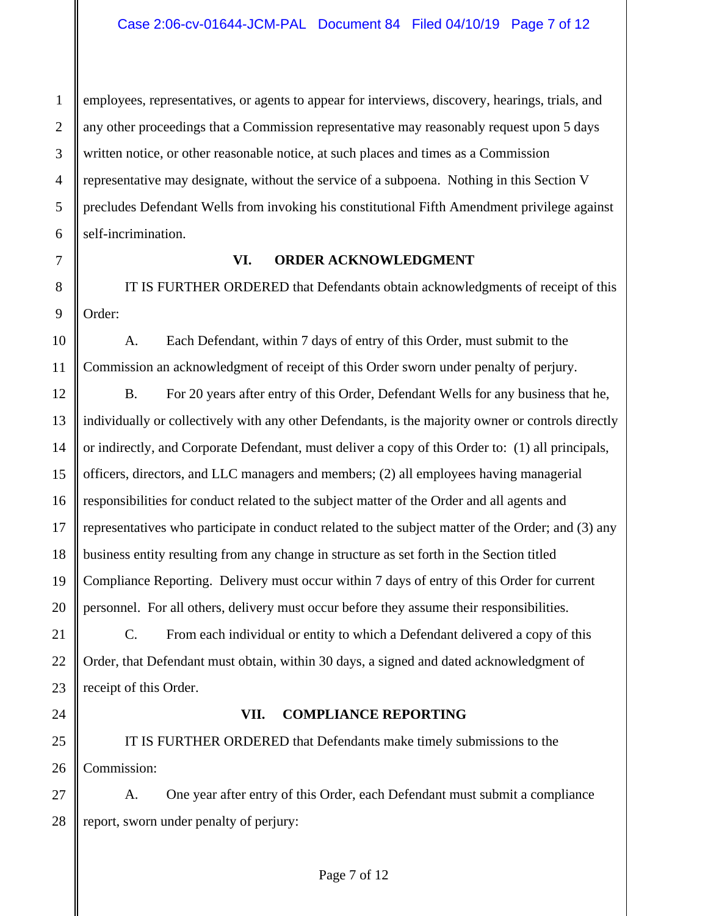employees, representatives, or agents to appear for interviews, discovery, hearings, trials, and any other proceedings that a Commission representative may reasonably request upon 5 days written notice, or other reasonable notice, at such places and times as a Commission representative may designate, without the service of a subpoena. Nothing in this Section V precludes Defendant Wells from invoking his constitutional Fifth Amendment privilege against self-incrimination.

## VI. ORDER ACKNOWLEDGMENT

IT IS FURTHER ORDERED that Defendants obtain acknowledgments of receipt of this Order:

A. Each Defendant, within 7 days of entry of this Order, must submit to the Commission an acknowledgment of receipt of this Order sworn under penalty of perjury.

B. For 20 years after entry of this Order, Defendant Wells for any business that he, individually or collectively with any other Defendants, is the majority owner or controls directly or indirectly, and Corporate Defendant, must deliver a copy of this Order to: (1) all principals, officers, directors, and LLC managers and members; (2) all employees having managerial responsibilities for conduct related to the subject matter of the Order and all agents and representatives who participate in conduct related to the subject matter of the Order; and (3) any business entity resulting from any change in structure as set forth in the Section titled Compliance Reporting. Delivery must occur within 7 days of entry of this Order for current personnel. For all others, delivery must occur before they assume their responsibilities.

C. From each individual or entity to which a Defendant delivered a copy of this Order, that Defendant must obtain, within 30 days, a signed and dated acknowledgment of receipt of this Order.

## VII. COMPLIANCE REPORTING

IT IS FURTHER ORDERED that Defendants make timely submissions to the Commission:

A. One year after entry of this Order, each Defendant must submit a compliance report, sworn under penalty of perjury: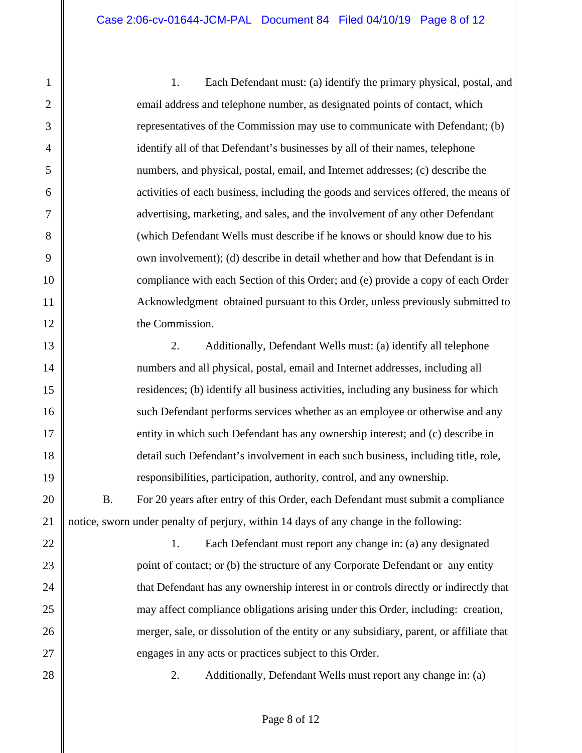1. Each Defendant must: (a) identify the primary physical, postal, and email address and telephone number, as designated points of contact, which representatives of the Commission may use to communicate with Defendant; (b) identify all of that Defendant's businesses by all of their names, telephone numbers, and physical, postal, email, and Internet addresses; (c) describe the activities of each business, including the goods and services offered, the means of advertising, marketing, and sales, and the involvement of any other Defendant (which Defendant Wells must describe if he knows or should know due to his own involvement); (d) describe in detail whether and how that Defendant is in compliance with each Section of this Order; and (e) provide a copy of each Order Acknowledgment obtained pursuant to this Order, unless previously submitted to the Commission.

2. Additionally, Defendant Wells must: (a) identify all telephone numbers and all physical, postal, email and Internet addresses, including all residences; (b) identify all business activities, including any business for which such Defendant performs services whether as an employee or otherwise and any entity in which such Defendant has any ownership interest; and (c) describe in detail such Defendant's involvement in each such business, including title, role, responsibilities, participation, authority, control, and any ownership.

B. For 20 years after entry of this Order, each Defendant must submit a compliance notice, sworn under penalty of perjury, within 14 days of any change in the following:

1. Each Defendant must report any change in: (a) any designated point of contact; or (b) the structure of any Corporate Defendant or any entity that Defendant has any ownership interest in or controls directly or indirectly that may affect compliance obligations arising under this Order, including: creation, merger, sale, or dissolution of the entity or any subsidiary, parent, or affiliate that engages in any acts or practices subject to this Order.

2. Additionally, Defendant Wells must report any change in: (a)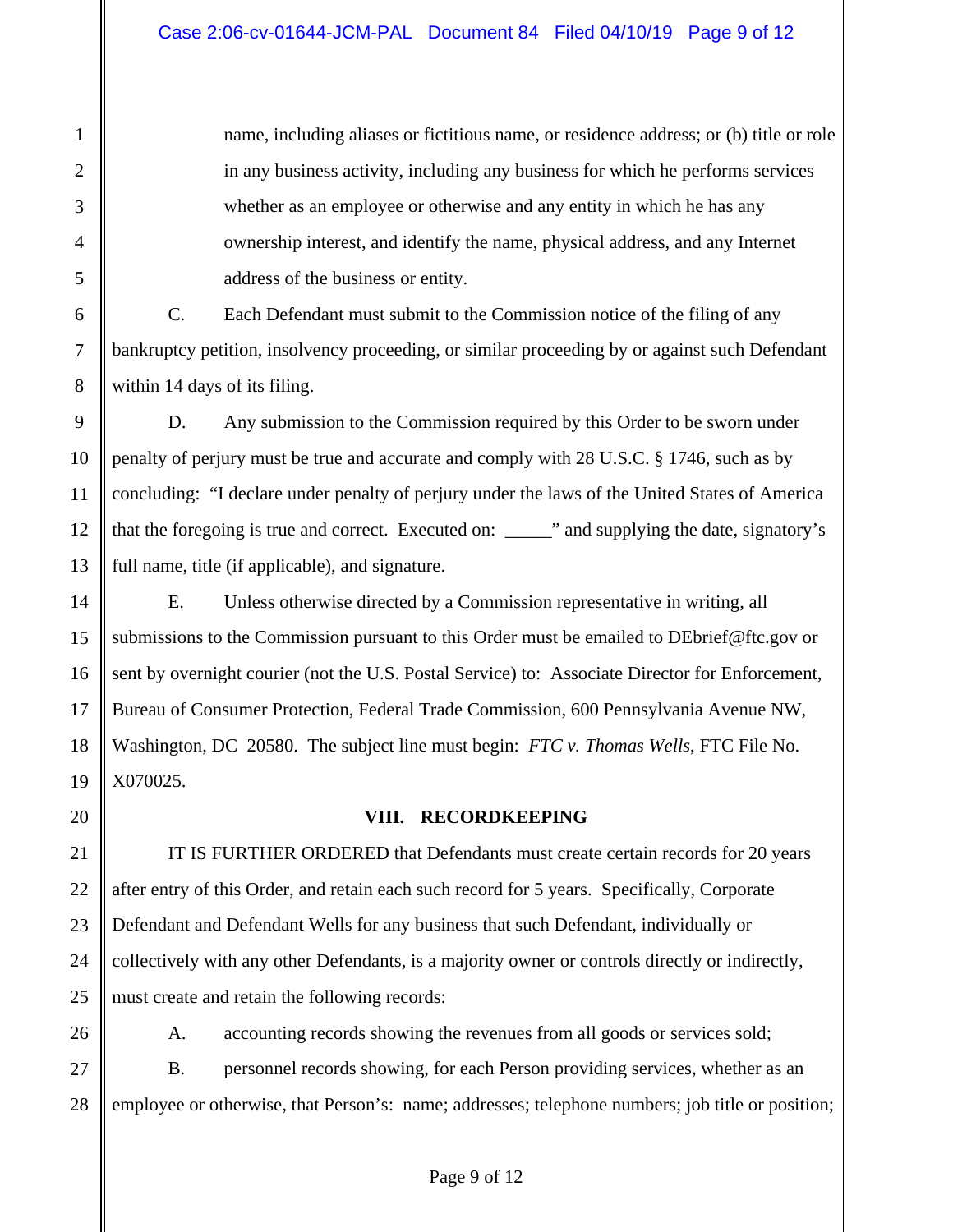name, including aliases or fictitious name, or residence address; or (b) title or role in any business activity, including any business for which he performs services whether as an employee or otherwise and any entity in which he has any ownership interest, and identify the name, physical address, and any Internet address of the business or entity.

C. Each Defendant must submit to the Commission notice of the filing of any bankruptcy petition, insolvency proceeding, or similar proceeding by or against such Defendant within 14 days of its filing.

D. Any submission to the Commission required by this Order to be sworn under penalty of perjury must be true and accurate and comply with 28 U.S.C. § 1746, such as by concluding: "I declare under penalty of perjury under the laws of the United States of America that the foregoing is true and correct. Executed on: _____" and supplying the date, signatory's full name, title (if applicable), and signature.

E. Unless otherwise directed by a Commission representative in writing, all submissions to the Commission pursuant to this Order must be emailed to DEbrief@ftc.gov or sent by overnight courier (not the U.S. Postal Service) to: Associate Director for Enforcement, Bureau of Consumer Protection, Federal Trade Commission, 600 Pennsylvania Avenue NW, Washington, DC 20580. The subject line must begin: *FTC v. Thomas Wells*, FTC File No. X070025.

## VIII. RECORDKEEPING

IT IS FURTHER ORDERED that Defendants must create certain records for 20 years after entry of this Order, and retain each such record for 5 years. Specifically, Corporate Defendant and Defendant Wells for any business that such Defendant, individually or collectively with any other Defendants, is a majority owner or controls directly or indirectly, must create and retain the following records:

A. accounting records showing the revenues from all goods or services sold;

B. personnel records showing, for each Person providing services, whether as an employee or otherwise, that Person's: name; addresses; telephone numbers; job title or position;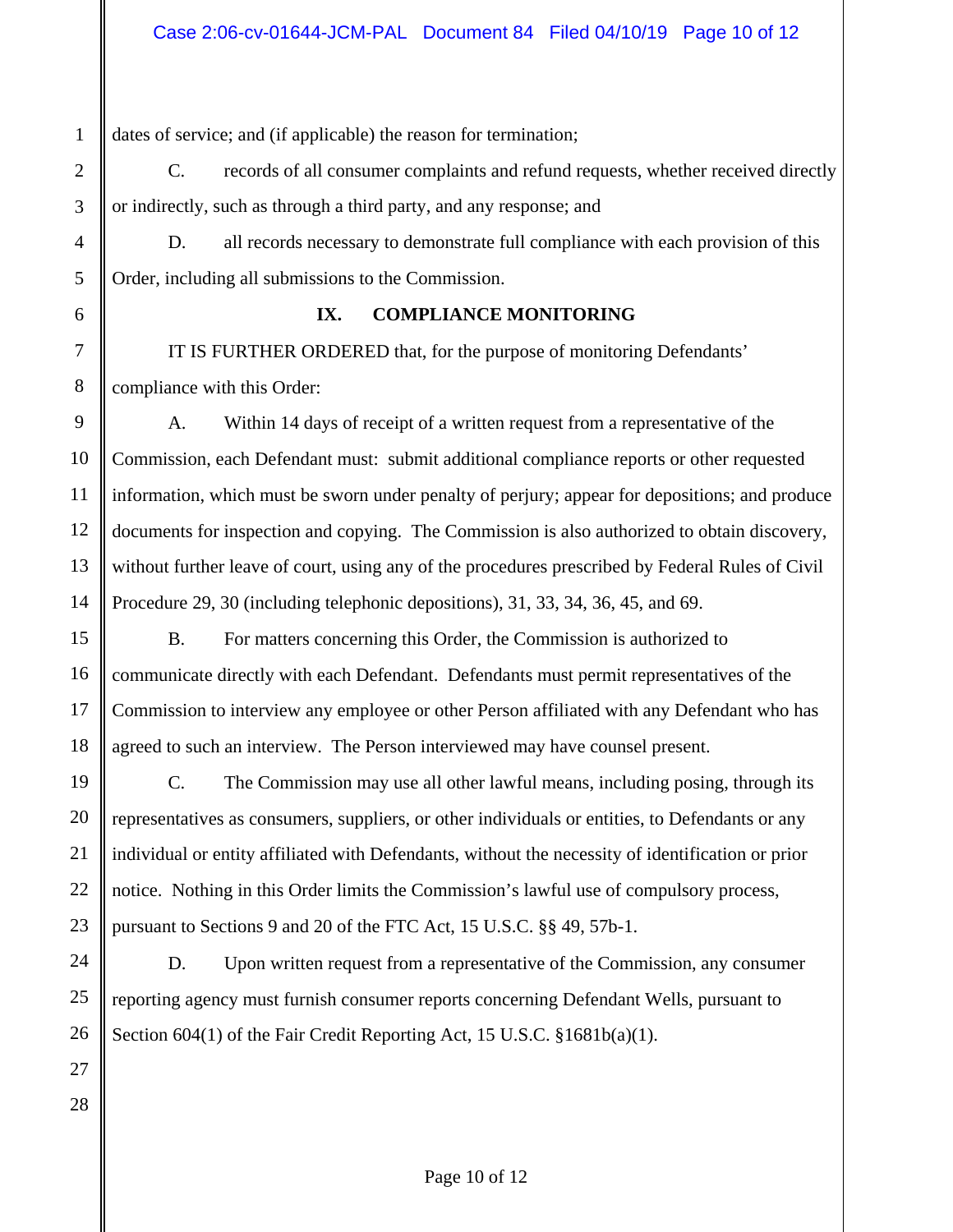dates of service; and (if applicable) the reason for termination;

C. records of all consumer complaints and refund requests, whether received directly or indirectly, such as through a third party, and any response; and

D. all records necessary to demonstrate full compliance with each provision of this Order, including all submissions to the Commission.

## IX. COMPLIANCE MONITORING

IT IS FURTHER ORDERED that, for the purpose of monitoring Defendants' compliance with this Order:

A. Within 14 days of receipt of a written request from a representative of the Commission, each Defendant must: submit additional compliance reports or other requested information, which must be sworn under penalty of perjury; appear for depositions; and produce documents for inspection and copying. The Commission is also authorized to obtain discovery, without further leave of court, using any of the procedures prescribed by Federal Rules of Civil Procedure 29, 30 (including telephonic depositions), 31, 33, 34, 36, 45, and 69.

B. For matters concerning this Order, the Commission is authorized to communicate directly with each Defendant. Defendants must permit representatives of the Commission to interview any employee or other Person affiliated with any Defendant who has agreed to such an interview. The Person interviewed may have counsel present.

C. The Commission may use all other lawful means, including posing, through its representatives as consumers, suppliers, or other individuals or entities, to Defendants or any individual or entity affiliated with Defendants, without the necessity of identification or prior notice. Nothing in this Order limits the Commission's lawful use of compulsory process, pursuant to Sections 9 and 20 of the FTC Act, 15 U.S.C. §§ 49, 57b-1.

D. Upon written request from a representative of the Commission, any consumer reporting agency must furnish consumer reports concerning Defendant Wells, pursuant to Section 604(1) of the Fair Credit Reporting Act, 15 U.S.C. §1681b(a)(1).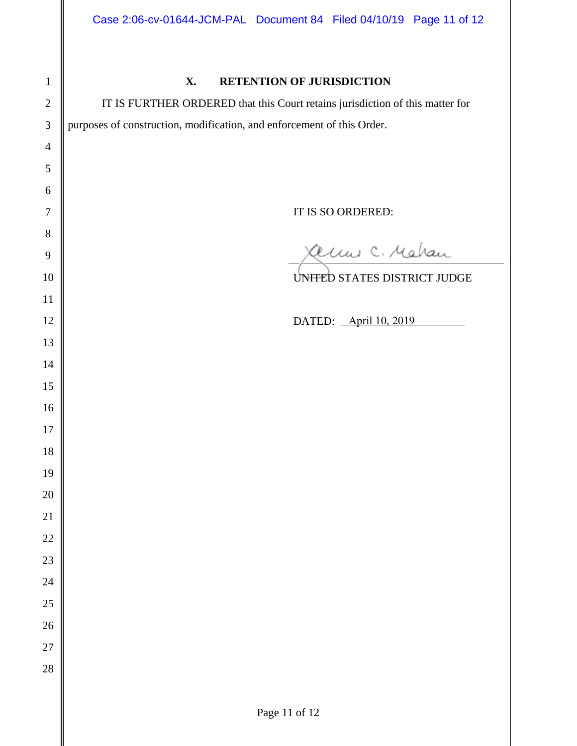## X. RETENTION OF JURISDICTION

IT IS FURTHER ORDERED that this Court retains jurisdiction of this matter for purposes of construction, modification, and enforcement of this Order.

IT IS SO ORDERED:

James C. Mahan

UNITED STATES DISTRICT JUDGE

DATED: April 10, 2019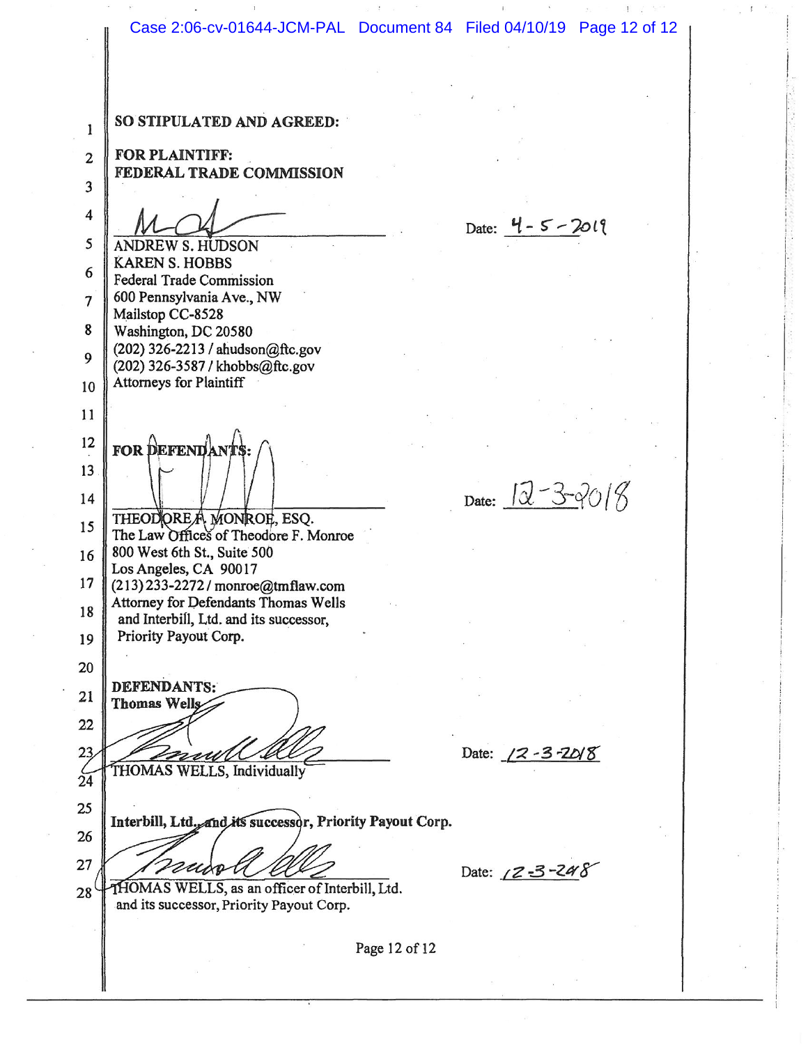**SO STIPULATED AND AGREED:**

**FOR PLAINTIFF:**
**FEDERAL TRADE COMMISSION**

_______________________________ Date: 4-5-2019

ANDREW S. HUDSON
KAREN S. HOBBS
Federal Trade Commission
600 Pennsylvania Ave., NW
Mailstop CC-8528
Washington, DC 20580
(202) 326-2213 / ahudson@ftc.gov
(202) 326-3587 / khobbs@ftc.gov
Attorneys for Plaintiff

**FOR DEFENDANTS:**

_______________________________ Date: 12-3-2018

THEODORE F. MONROE, ESQ.
The Law Offices of Theodore F. Monroe
800 West 6th St., Suite 500
Los Angeles, CA 90017
(213) 233-2272 / monroe@tmflaw.com
Attorney for Defendants Thomas Wells and Interbill, Ltd. and its successor, Priority Payout Corp.

**DEFENDANTS:**
**Thomas Wells**

_______________________________ Date: 12-3-2018

THOMAS WELLS, Individually

**Interbill, Ltd., and its successor, Priority Payout Corp.**

_______________________________ Date: 12-3-2018

THOMAS WELLS, as an officer of Interbill, Ltd. and its successor, Priority Payout Corp.